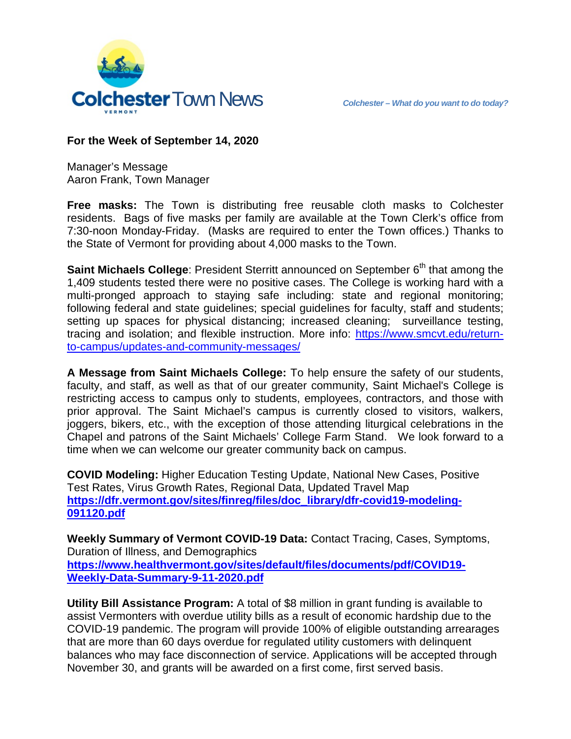# Colchester Town News

*Colchester – What do you want to do today?*

**For the Week of September 14, 2020**

Manager's Message
Aaron Frank, Town Manager

**Free masks:** The Town is distributing free reusable cloth masks to Colchester residents. Bags of five masks per family are available at the Town Clerk's office from 7:30-noon Monday-Friday. (Masks are required to enter the Town offices.) Thanks to the State of Vermont for providing about 4,000 masks to the Town.

**Saint Michaels College**: President Sterritt announced on September 6th that among the 1,409 students tested there were no positive cases. The College is working hard with a multi-pronged approach to staying safe including: state and regional monitoring; following federal and state guidelines; special guidelines for faculty, staff and students; setting up spaces for physical distancing; increased cleaning; surveillance testing, tracing and isolation; and flexible instruction. More info: https://www.smcvt.edu/return-to-campus/updates-and-community-messages/

**A Message from Saint Michaels College:** To help ensure the safety of our students, faculty, and staff, as well as that of our greater community, Saint Michael's College is restricting access to campus only to students, employees, contractors, and those with prior approval. The Saint Michael's campus is currently closed to visitors, walkers, joggers, bikers, etc., with the exception of those attending liturgical celebrations in the Chapel and patrons of the Saint Michaels' College Farm Stand. We look forward to a time when we can welcome our greater community back on campus.

**COVID Modeling:** Higher Education Testing Update, National New Cases, Positive Test Rates, Virus Growth Rates, Regional Data, Updated Travel Map
**https://dfr.vermont.gov/sites/finreg/files/doc_library/dfr-covid19-modeling-091120.pdf**

**Weekly Summary of Vermont COVID-19 Data:** Contact Tracing, Cases, Symptoms, Duration of Illness, and Demographics
**https://www.healthvermont.gov/sites/default/files/documents/pdf/COVID19-Weekly-Data-Summary-9-11-2020.pdf**

**Utility Bill Assistance Program:** A total of $8 million in grant funding is available to assist Vermonters with overdue utility bills as a result of economic hardship due to the COVID-19 pandemic. The program will provide 100% of eligible outstanding arrearages that are more than 60 days overdue for regulated utility customers with delinquent balances who may face disconnection of service. Applications will be accepted through November 30, and grants will be awarded on a first come, first served basis.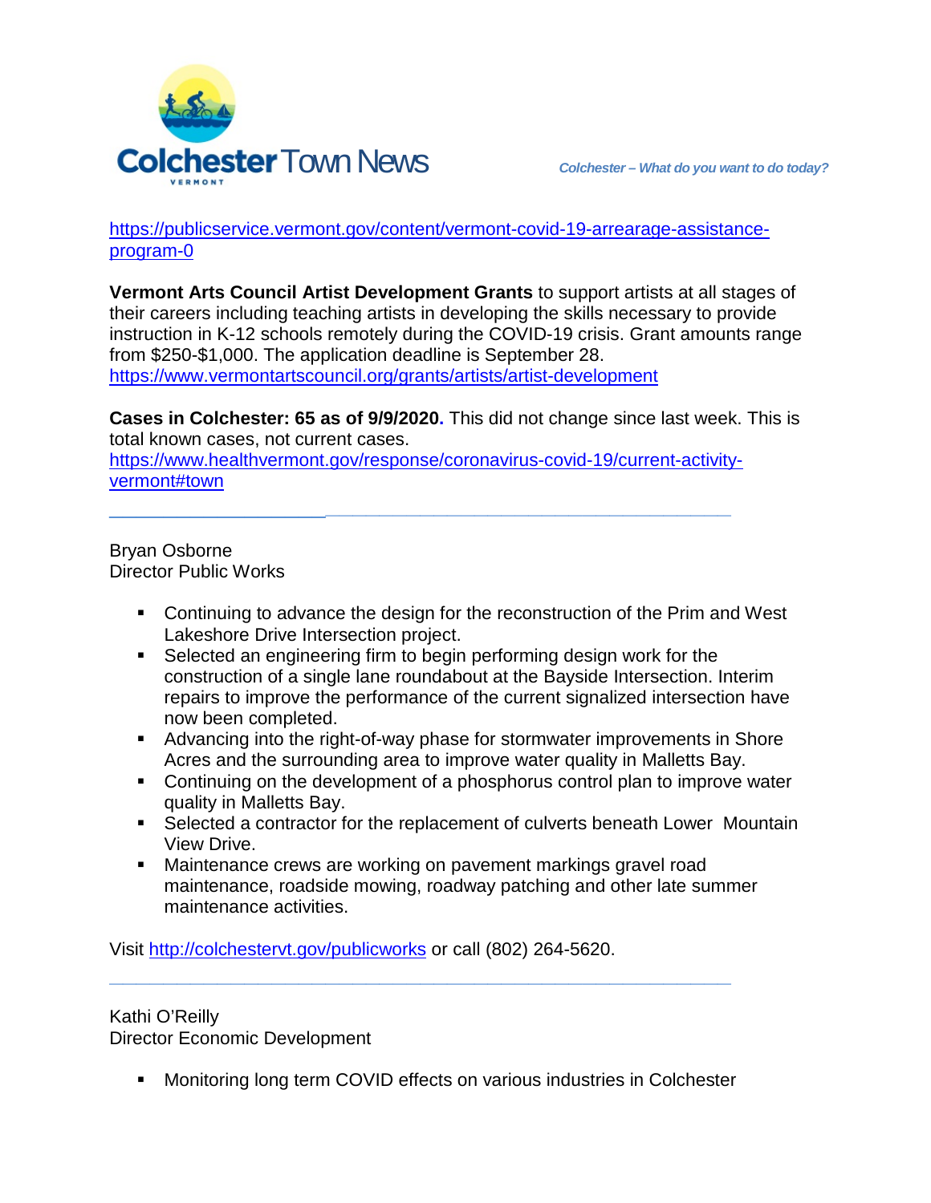https://publicservice.vermont.gov/content/vermont-covid-19-arrearage-assistance-program-0

**Vermont Arts Council Artist Development Grants** to support artists at all stages of their careers including teaching artists in developing the skills necessary to provide instruction in K-12 schools remotely during the COVID-19 crisis. Grant amounts range from $250-$1,000. The application deadline is September 28.
https://www.vermontartscouncil.org/grants/artists/artist-development

**Cases in Colchester: 65 as of 9/9/2020.** This did not change since last week. This is total known cases, not current cases.
https://www.healthvermont.gov/response/coronavirus-covid-19/current-activity-vermont#town

---

Bryan Osborne
Director Public Works

- Continuing to advance the design for the reconstruction of the Prim and West Lakeshore Drive Intersection project.
- Selected an engineering firm to begin performing design work for the construction of a single lane roundabout at the Bayside Intersection. Interim repairs to improve the performance of the current signalized intersection have now been completed.
- Advancing into the right-of-way phase for stormwater improvements in Shore Acres and the surrounding area to improve water quality in Malletts Bay.
- Continuing on the development of a phosphorus control plan to improve water quality in Malletts Bay.
- Selected a contractor for the replacement of culverts beneath Lower Mountain View Drive.
- Maintenance crews are working on pavement markings gravel road maintenance, roadside mowing, roadway patching and other late summer maintenance activities.

Visit http://colchestervt.gov/publicworks or call (802) 264-5620.

---

Kathi O'Reilly
Director Economic Development

- Monitoring long term COVID effects on various industries in Colchester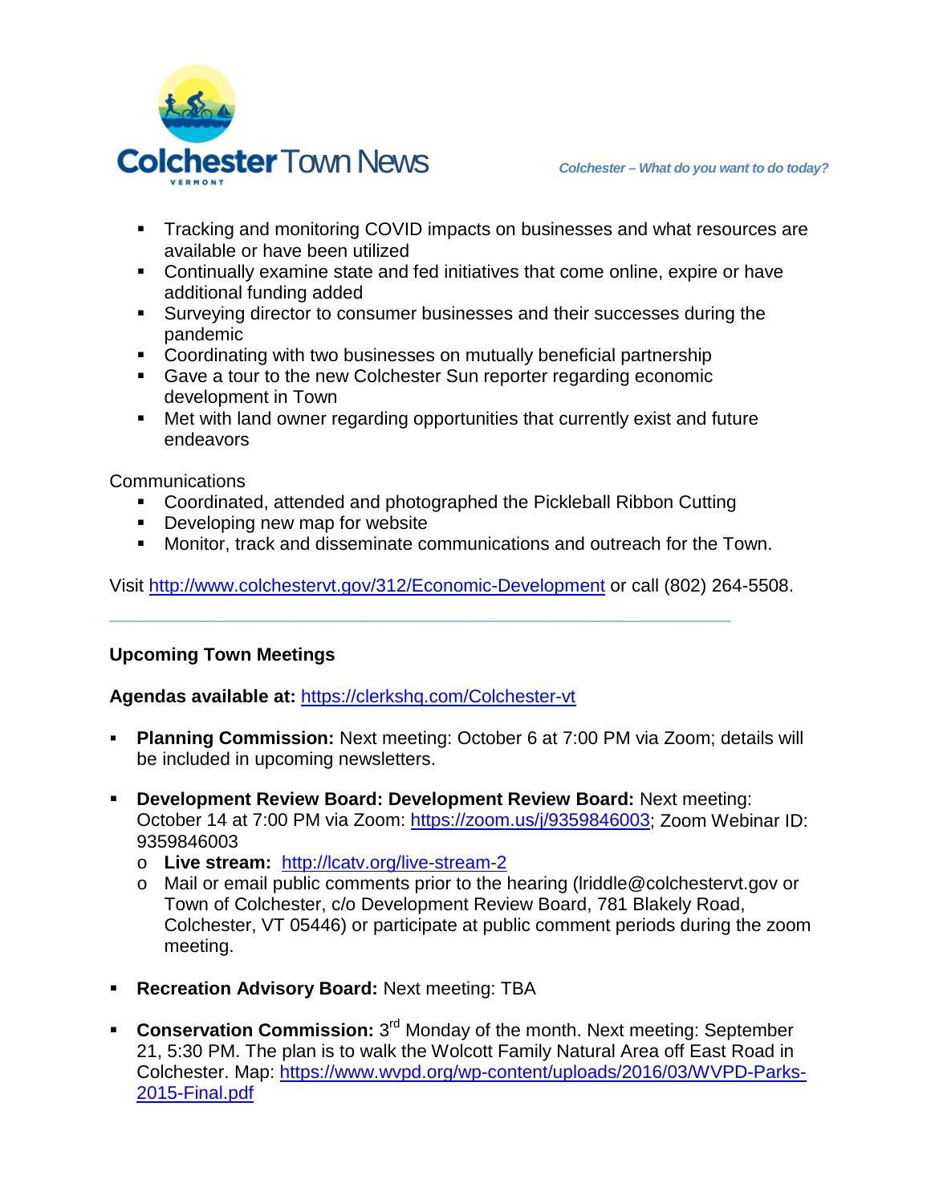- Tracking and monitoring COVID impacts on businesses and what resources are available or have been utilized
- Continually examine state and fed initiatives that come online, expire or have additional funding added
- Surveying director to consumer businesses and their successes during the pandemic
- Coordinating with two businesses on mutually beneficial partnership
- Gave a tour to the new Colchester Sun reporter regarding economic development in Town
- Met with land owner regarding opportunities that currently exist and future endeavors

Communications

- Coordinated, attended and photographed the Pickleball Ribbon Cutting
- Developing new map for website
- Monitor, track and disseminate communications and outreach for the Town.

Visit http://www.colchestervt.gov/312/Economic-Development or call (802) 264-5508.

---

**Upcoming Town Meetings**

**Agendas available at:** https://clerkshq.com/Colchester-vt

- **Planning Commission:** Next meeting: October 6 at 7:00 PM via Zoom; details will be included in upcoming newsletters.

- **Development Review Board: Development Review Board:** Next meeting: October 14 at 7:00 PM via Zoom: https://zoom.us/j/9359846003; Zoom Webinar ID: 9359846003
  - **Live stream:** http://lcatv.org/live-stream-2
  - Mail or email public comments prior to the hearing (lriddle@colchestervt.gov or Town of Colchester, c/o Development Review Board, 781 Blakely Road, Colchester, VT 05446) or participate at public comment periods during the zoom meeting.

- **Recreation Advisory Board:** Next meeting: TBA

- **Conservation Commission:** 3rd Monday of the month. Next meeting: September 21, 5:30 PM. The plan is to walk the Wolcott Family Natural Area off East Road in Colchester. Map: https://www.wvpd.org/wp-content/uploads/2016/03/WVPD-Parks-2015-Final.pdf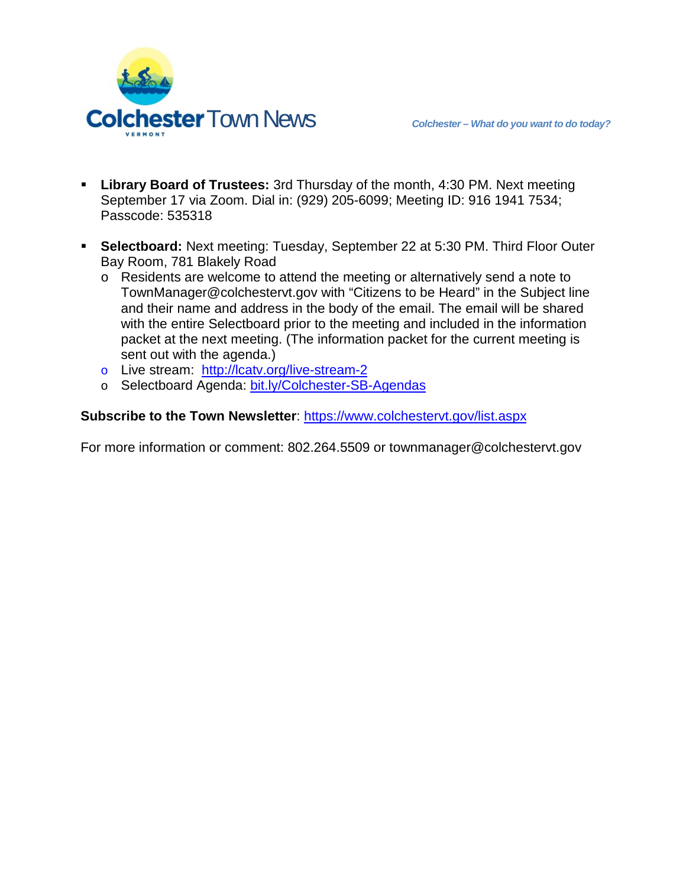- **Library Board of Trustees:** 3rd Thursday of the month, 4:30 PM. Next meeting September 17 via Zoom. Dial in: (929) 205-6099; Meeting ID: 916 1941 7534; Passcode: 535318

- **Selectboard:** Next meeting: Tuesday, September 22 at 5:30 PM. Third Floor Outer Bay Room, 781 Blakely Road
  - Residents are welcome to attend the meeting or alternatively send a note to TownManager@colchestervt.gov with "Citizens to be Heard" in the Subject line and their name and address in the body of the email. The email will be shared with the entire Selectboard prior to the meeting and included in the information packet at the next meeting. (The information packet for the current meeting is sent out with the agenda.)
  - Live stream: [http://lcatv.org/live-stream-2](http://lcatv.org/live-stream-2)
  - Selectboard Agenda: [bit.ly/Colchester-SB-Agendas](bit.ly/Colchester-SB-Agendas)

**Subscribe to the Town Newsletter**: [https://www.colchestervt.gov/list.aspx](https://www.colchestervt.gov/list.aspx)

For more information or comment: 802.264.5509 or townmanager@colchestervt.gov